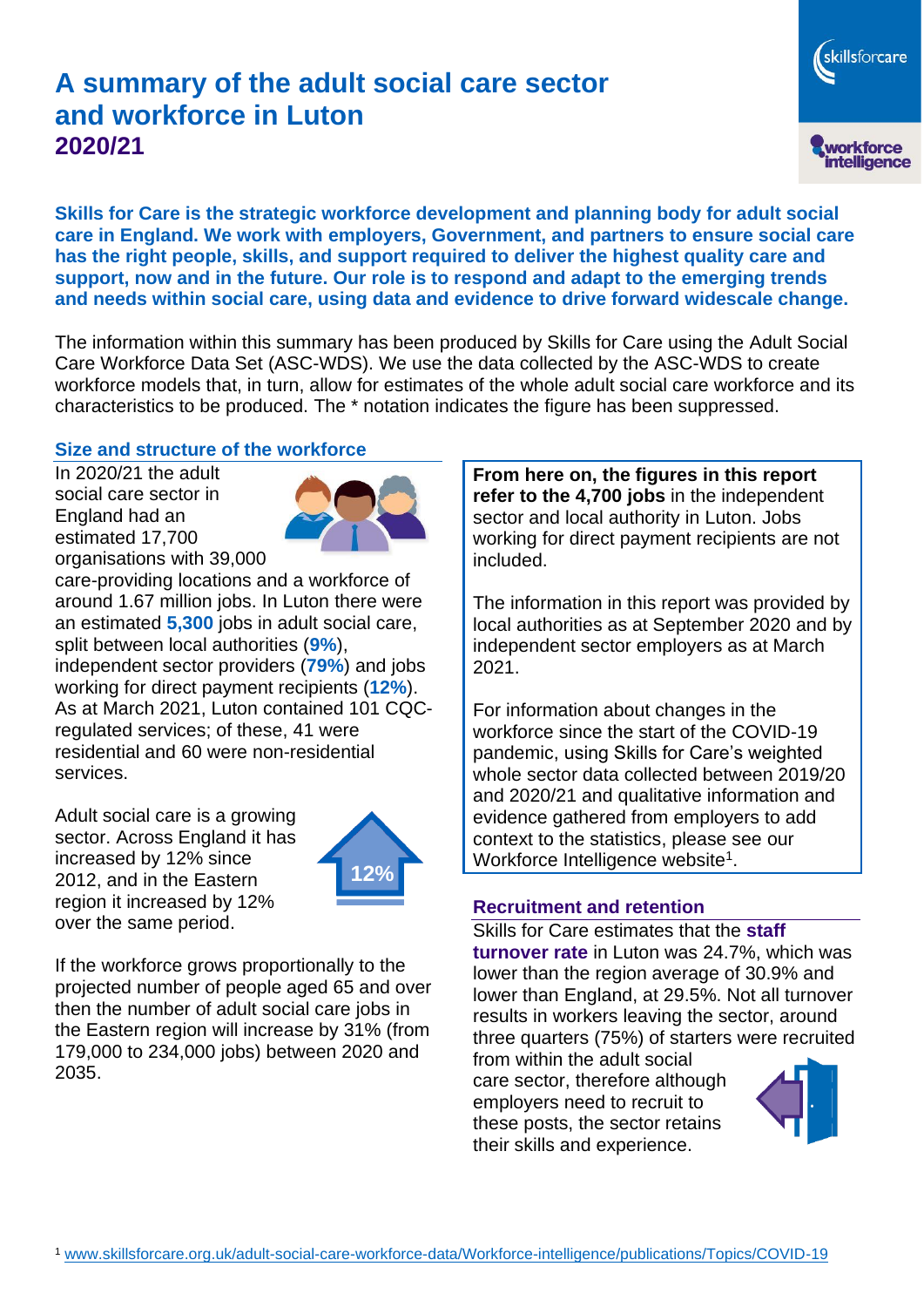# A summary of the adult social care sector and workforce in Luton
## 2020/21

**Skills for Care is the strategic workforce development and planning body for adult social care in England. We work with employers, Government, and partners to ensure social care has the right people, skills, and support required to deliver the highest quality care and support, now and in the future. Our role is to respond and adapt to the emerging trends and needs within social care, using data and evidence to drive forward widescale change.**

The information within this summary has been produced by Skills for Care using the Adult Social Care Workforce Data Set (ASC-WDS). We use the data collected by the ASC-WDS to create workforce models that, in turn, allow for estimates of the whole adult social care workforce and its characteristics to be produced. The * notation indicates the figure has been suppressed.

### Size and structure of the workforce

In 2020/21 the adult social care sector in England had an estimated 17,700 organisations with 39,000 care-providing locations and a workforce of around 1.67 million jobs. In Luton there were an estimated **5,300** jobs in adult social care, split between local authorities (**9%**), independent sector providers (**79%**) and jobs working for direct payment recipients (**12%**). As at March 2021, Luton contained 101 CQC-regulated services; of these, 41 were residential and 60 were non-residential services.

Adult social care is a growing sector. Across England it has increased by 12% since 2012, and in the Eastern region it increased by 12% over the same period.

12%

If the workforce grows proportionally to the projected number of people aged 65 and over then the number of adult social care jobs in the Eastern region will increase by 31% (from 179,000 to 234,000 jobs) between 2020 and 2035.

**From here on, the figures in this report refer to the 4,700 jobs** in the independent sector and local authority in Luton. Jobs working for direct payment recipients are not included.

The information in this report was provided by local authorities as at September 2020 and by independent sector employers as at March 2021.

For information about changes in the workforce since the start of the COVID-19 pandemic, using Skills for Care's weighted whole sector data collected between 2019/20 and 2020/21 and qualitative information and evidence gathered from employers to add context to the statistics, please see our Workforce Intelligence website[1].

### Recruitment and retention

Skills for Care estimates that the **staff turnover rate** in Luton was 24.7%, which was lower than the region average of 30.9% and lower than England, at 29.5%. Not all turnover results in workers leaving the sector, around three quarters (75%) of starters were recruited from within the adult social care sector, therefore although employers need to recruit to these posts, the sector retains their skills and experience.

[1] www.skillsforcare.org.uk/adult-social-care-workforce-data/Workforce-intelligence/publications/Topics/COVID-19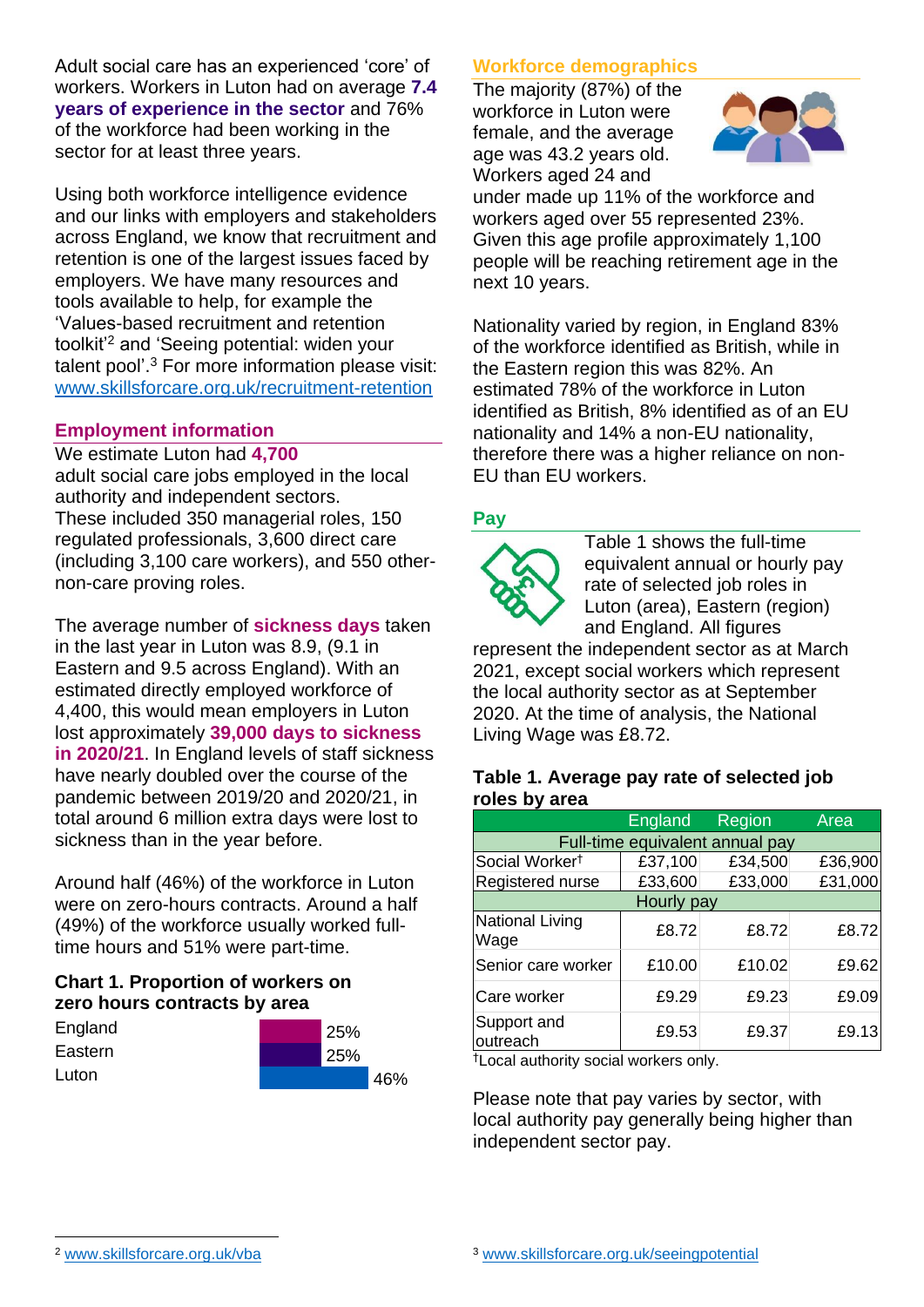Adult social care has an experienced 'core' of workers. Workers in Luton had on average **7.4 years of experience in the sector** and 76% of the workforce had been working in the sector for at least three years.

Using both workforce intelligence evidence and our links with employers and stakeholders across England, we know that recruitment and retention is one of the largest issues faced by employers. We have many resources and tools available to help, for example the 'Values-based recruitment and retention toolkit'[2] and 'Seeing potential: widen your talent pool'.[3] For more information please visit: www.skillsforcare.org.uk/recruitment-retention

## Employment information

We estimate Luton had **4,700** adult social care jobs employed in the local authority and independent sectors. These included 350 managerial roles, 150 regulated professionals, 3,600 direct care (including 3,100 care workers), and 550 other-non-care proving roles.

The average number of **sickness days** taken in the last year in Luton was 8.9, (9.1 in Eastern and 9.5 across England). With an estimated directly employed workforce of 4,400, this would mean employers in Luton lost approximately **39,000 days to sickness in 2020/21**. In England levels of staff sickness have nearly doubled over the course of the pandemic between 2019/20 and 2020/21, in total around 6 million extra days were lost to sickness than in the year before.

Around half (46%) of the workforce in Luton were on zero-hours contracts. Around a half (49%) of the workforce usually worked full-time hours and 51% were part-time.

### Chart 1. Proportion of workers on zero hours contracts by area

| Area | Proportion |
|---|---|
| England | 25% |
| Eastern | 25% |
| Luton | 46% |

## Workforce demographics

The majority (87%) of the workforce in Luton were female, and the average age was 43.2 years old. Workers aged 24 and under made up 11% of the workforce and workers aged over 55 represented 23%. Given this age profile approximately 1,100 people will be reaching retirement age in the next 10 years.

Nationality varied by region, in England 83% of the workforce identified as British, while in the Eastern region this was 82%. An estimated 78% of the workforce in Luton identified as British, 8% identified as of an EU nationality and 14% a non-EU nationality, therefore there was a higher reliance on non-EU than EU workers.

## Pay

Table 1 shows the full-time equivalent annual or hourly pay rate of selected job roles in Luton (area), Eastern (region) and England. All figures represent the independent sector as at March 2021, except social workers which represent the local authority sector as at September 2020. At the time of analysis, the National Living Wage was £8.72.

### Table 1. Average pay rate of selected job roles by area

| | England | Region | Area |
|---|---|---|---|
| **Full-time equivalent annual pay** | | | |
| Social Worker† | £37,100 | £34,500 | £36,900 |
| Registered nurse | £33,600 | £33,000 | £31,000 |
| **Hourly pay** | | | |
| National Living Wage | £8.72 | £8.72 | £8.72 |
| Senior care worker | £10.00 | £10.02 | £9.62 |
| Care worker | £9.29 | £9.23 | £9.09 |
| Support and outreach | £9.53 | £9.37 | £9.13 |

†Local authority social workers only.

Please note that pay varies by sector, with local authority pay generally being higher than independent sector pay.

[2] www.skillsforcare.org.uk/vba

[3] www.skillsforcare.org.uk/seeingpotential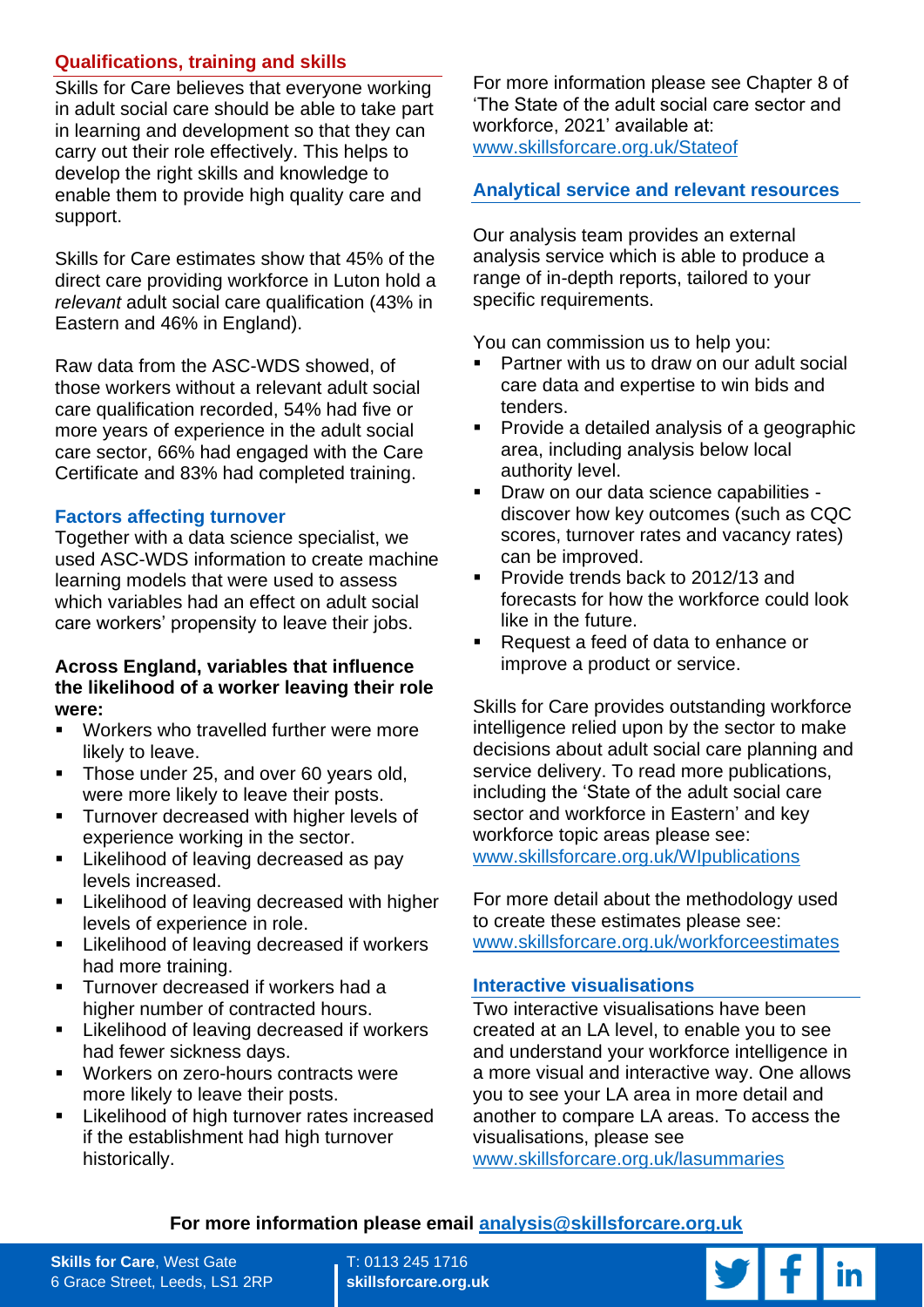## Qualifications, training and skills

Skills for Care believes that everyone working in adult social care should be able to take part in learning and development so that they can carry out their role effectively. This helps to develop the right skills and knowledge to enable them to provide high quality care and support.

Skills for Care estimates show that 45% of the direct care providing workforce in Luton hold a *relevant* adult social care qualification (43% in Eastern and 46% in England).

Raw data from the ASC-WDS showed, of those workers without a relevant adult social care qualification recorded, 54% had five or more years of experience in the adult social care sector, 66% had engaged with the Care Certificate and 83% had completed training.

## Factors affecting turnover

Together with a data science specialist, we used ASC-WDS information to create machine learning models that were used to assess which variables had an effect on adult social care workers' propensity to leave their jobs.

**Across England, variables that influence the likelihood of a worker leaving their role were:**

- Workers who travelled further were more likely to leave.
- Those under 25, and over 60 years old, were more likely to leave their posts.
- Turnover decreased with higher levels of experience working in the sector.
- Likelihood of leaving decreased as pay levels increased.
- Likelihood of leaving decreased with higher levels of experience in role.
- Likelihood of leaving decreased if workers had more training.
- Turnover decreased if workers had a higher number of contracted hours.
- Likelihood of leaving decreased if workers had fewer sickness days.
- Workers on zero-hours contracts were more likely to leave their posts.
- Likelihood of high turnover rates increased if the establishment had high turnover historically.

For more information please see Chapter 8 of 'The State of the adult social care sector and workforce, 2021' available at: www.skillsforcare.org.uk/Stateof

## Analytical service and relevant resources

Our analysis team provides an external analysis service which is able to produce a range of in-depth reports, tailored to your specific requirements.

You can commission us to help you:

- Partner with us to draw on our adult social care data and expertise to win bids and tenders.
- Provide a detailed analysis of a geographic area, including analysis below local authority level.
- Draw on our data science capabilities - discover how key outcomes (such as CQC scores, turnover rates and vacancy rates) can be improved.
- Provide trends back to 2012/13 and forecasts for how the workforce could look like in the future.
- Request a feed of data to enhance or improve a product or service.

Skills for Care provides outstanding workforce intelligence relied upon by the sector to make decisions about adult social care planning and service delivery. To read more publications, including the 'State of the adult social care sector and workforce in Eastern' and key workforce topic areas please see: www.skillsforcare.org.uk/WIpublications

For more detail about the methodology used to create these estimates please see: www.skillsforcare.org.uk/workforceestimates

## Interactive visualisations

Two interactive visualisations have been created at an LA level, to enable you to see and understand your workforce intelligence in a more visual and interactive way. One allows you to see your LA area in more detail and another to compare LA areas. To access the visualisations, please see www.skillsforcare.org.uk/lasummaries

**For more information please email analysis@skillsforcare.org.uk**

**Skills for Care**, West Gate
6 Grace Street, Leeds, LS1 2RP

T: 0113 245 1716
**skillsforcare.org.uk**